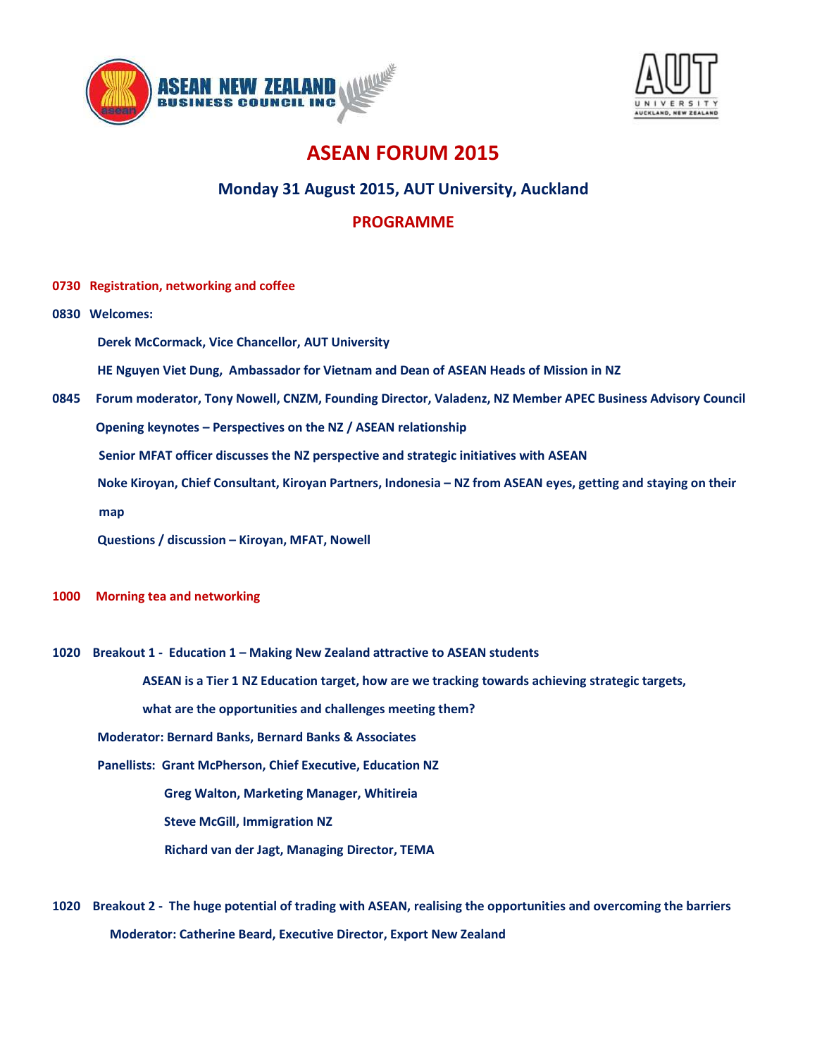# ASEAN FORUM 2015

## Monday 31 August 2015, AUT University, Auckland

## PROGRAMME

**0730 Registration, networking and coffee**

**0830 Welcomes:**

**Derek McCormack, Vice Chancellor, AUT University**

**HE Nguyen Viet Dung, Ambassador for Vietnam and Dean of ASEAN Heads of Mission in NZ**

**0845 Forum moderator, Tony Nowell, CNZM, Founding Director, Valadenz, NZ Member APEC Business Advisory Council**

**Opening keynotes – Perspectives on the NZ / ASEAN relationship**

**Senior MFAT officer discusses the NZ perspective and strategic initiatives with ASEAN**

**Noke Kiroyan, Chief Consultant, Kiroyan Partners, Indonesia – NZ from ASEAN eyes, getting and staying on their map**

**Questions / discussion – Kiroyan, MFAT, Nowell**

**1000 Morning tea and networking**

**1020 Breakout 1 - Education 1 – Making New Zealand attractive to ASEAN students**

**ASEAN is a Tier 1 NZ Education target, how are we tracking towards achieving strategic targets, what are the opportunities and challenges meeting them?**

**Moderator: Bernard Banks, Bernard Banks & Associates**

**Panellists: Grant McPherson, Chief Executive, Education NZ**

**Greg Walton, Marketing Manager, Whitireia**

**Steve McGill, Immigration NZ**

**Richard van der Jagt, Managing Director, TEMA**

**1020 Breakout 2 - The huge potential of trading with ASEAN, realising the opportunities and overcoming the barriers**

**Moderator: Catherine Beard, Executive Director, Export New Zealand**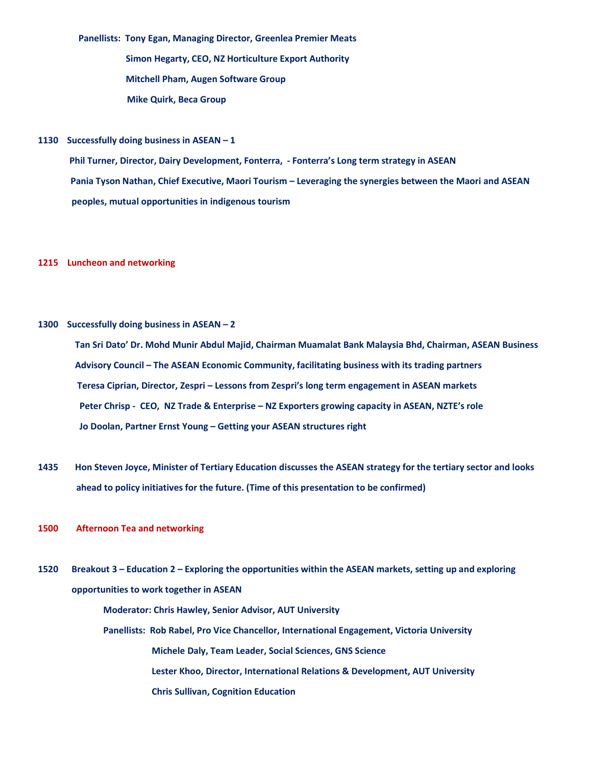**Panellists:** **Tony Egan, Managing Director, Greenlea Premier Meats**

**Simon Hegarty, CEO, NZ Horticulture Export Authority**

**Mitchell Pham, Augen Software Group**

**Mike Quirk, Beca Group**

**1130 Successfully doing business in ASEAN – 1**

**Phil Turner, Director, Dairy Development, Fonterra, - Fonterra's Long term strategy in ASEAN**

**Pania Tyson Nathan, Chief Executive, Maori Tourism – Leveraging the synergies between the Maori and ASEAN peoples, mutual opportunities in indigenous tourism**

**1215 Luncheon and networking**

**1300 Successfully doing business in ASEAN – 2**

**Tan Sri Dato' Dr. Mohd Munir Abdul Majid, Chairman Muamalat Bank Malaysia Bhd, Chairman, ASEAN Business Advisory Council – The ASEAN Economic Community, facilitating business with its trading partners**

**Teresa Ciprian, Director, Zespri – Lessons from Zespri's long term engagement in ASEAN markets**

**Peter Chrisp - CEO, NZ Trade & Enterprise – NZ Exporters growing capacity in ASEAN, NZTE's role**

**Jo Doolan, Partner Ernst Young – Getting your ASEAN structures right**

**1435 Hon Steven Joyce, Minister of Tertiary Education discusses the ASEAN strategy for the tertiary sector and looks ahead to policy initiatives for the future. (Time of this presentation to be confirmed)**

**1500 Afternoon Tea and networking**

**1520 Breakout 3 – Education 2 – Exploring the opportunities within the ASEAN markets, setting up and exploring opportunities to work together in ASEAN**

**Moderator: Chris Hawley, Senior Advisor, AUT University**

**Panellists:** **Rob Rabel, Pro Vice Chancellor, International Engagement, Victoria University**

**Michele Daly, Team Leader, Social Sciences, GNS Science**

**Lester Khoo, Director, International Relations & Development, AUT University**

**Chris Sullivan, Cognition Education**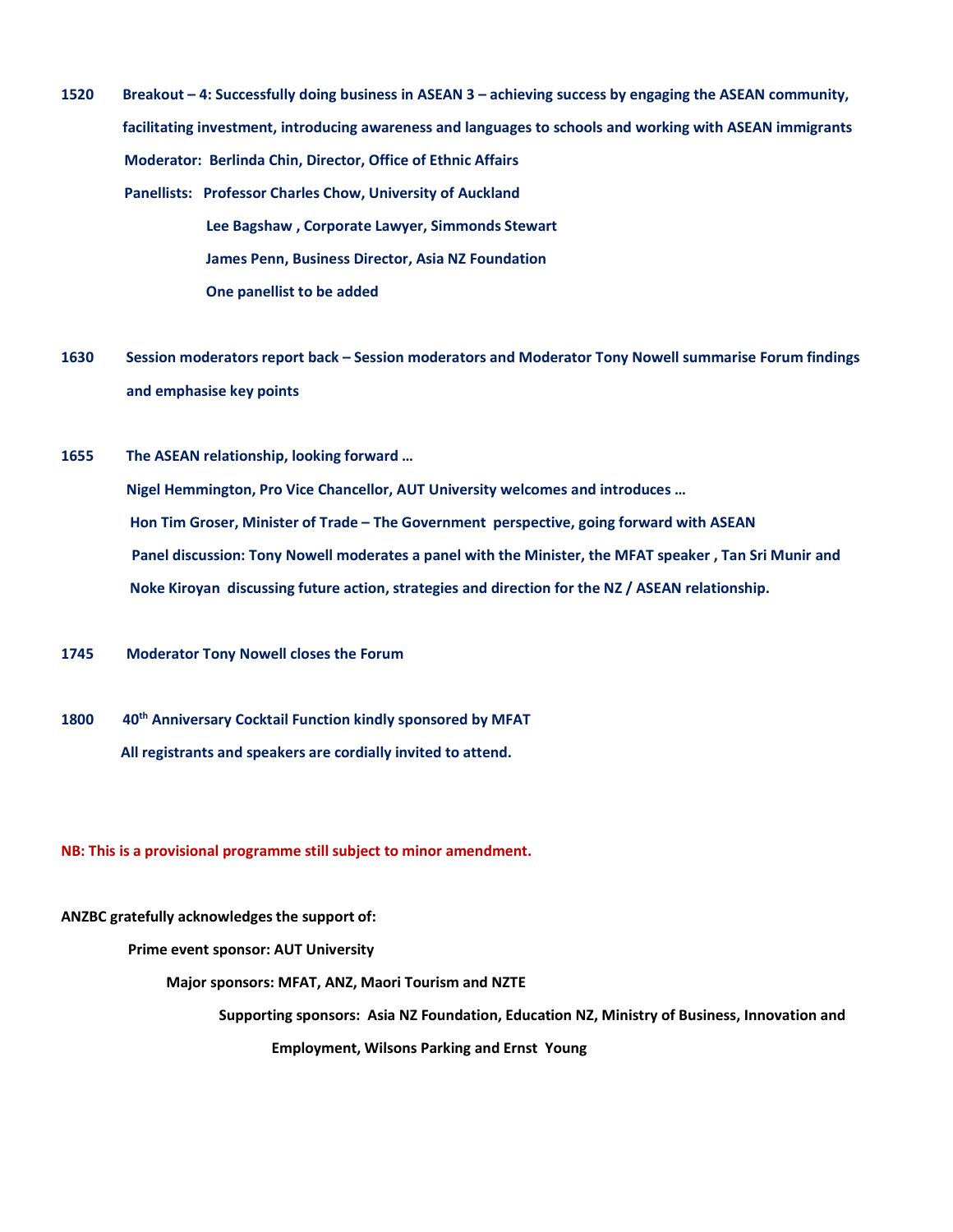**1520 Breakout – 4: Successfully doing business in ASEAN 3 – achieving success by engaging the ASEAN community, facilitating investment, introducing awareness and languages to schools and working with ASEAN immigrants**

**Moderator: Berlinda Chin, Director, Office of Ethnic Affairs**

**Panellists: Professor Charles Chow, University of Auckland**

**Lee Bagshaw , Corporate Lawyer, Simmonds Stewart**

**James Penn, Business Director, Asia NZ Foundation**

**One panellist to be added**

**1630 Session moderators report back – Session moderators and Moderator Tony Nowell summarise Forum findings and emphasise key points**

**1655 The ASEAN relationship, looking forward …**

**Nigel Hemmington, Pro Vice Chancellor, AUT University welcomes and introduces …**

**Hon Tim Groser, Minister of Trade – The Government perspective, going forward with ASEAN**

**Panel discussion: Tony Nowell moderates a panel with the Minister, the MFAT speaker , Tan Sri Munir and Noke Kiroyan discussing future action, strategies and direction for the NZ / ASEAN relationship.**

**1745 Moderator Tony Nowell closes the Forum**

**1800 40th Anniversary Cocktail Function kindly sponsored by MFAT**

**All registrants and speakers are cordially invited to attend.**

**NB: This is a provisional programme still subject to minor amendment.**

**ANZBC gratefully acknowledges the support of:**

**Prime event sponsor: AUT University**

**Major sponsors: MFAT, ANZ, Maori Tourism and NZTE**

**Supporting sponsors: Asia NZ Foundation, Education NZ, Ministry of Business, Innovation and Employment, Wilsons Parking and Ernst Young**